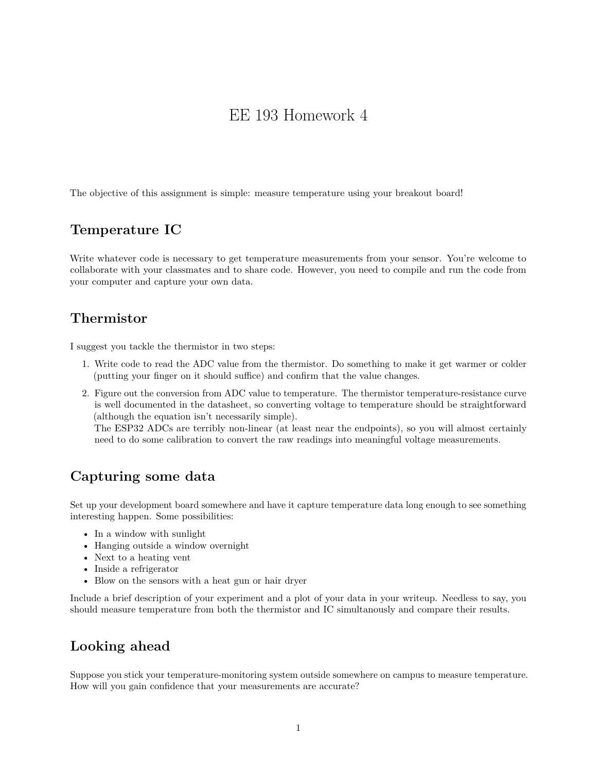# EE 193 Homework 4

The objective of this assignment is simple: measure temperature using your breakout board!

## Temperature IC

Write whatever code is necessary to get temperature measurements from your sensor. You're welcome to collaborate with your classmates and to share code. However, you need to compile and run the code from your computer and capture your own data.

## Thermistor

I suggest you tackle the thermistor in two steps:

1. Write code to read the ADC value from the thermistor. Do something to make it get warmer or colder (putting your finger on it should suffice) and confirm that the value changes.
2. Figure out the conversion from ADC value to temperature. The thermistor temperature-resistance curve is well documented in the datasheet, so converting voltage to temperature should be straightforward (although the equation isn't necessarily simple).
   The ESP32 ADCs are terribly non-linear (at least near the endpoints), so you will almost certainly need to do some calibration to convert the raw readings into meaningful voltage measurements.

## Capturing some data

Set up your development board somewhere and have it capture temperature data long enough to see something interesting happen. Some possibilities:

- In a window with sunlight
- Hanging outside a window overnight
- Next to a heating vent
- Inside a refrigerator
- Blow on the sensors with a heat gun or hair dryer

Include a brief description of your experiment and a plot of your data in your writeup. Needless to say, you should measure temperature from both the thermistor and IC simultanously and compare their results.

## Looking ahead

Suppose you stick your temperature-monitoring system outside somewhere on campus to measure temperature. How will you gain confidence that your measurements are accurate?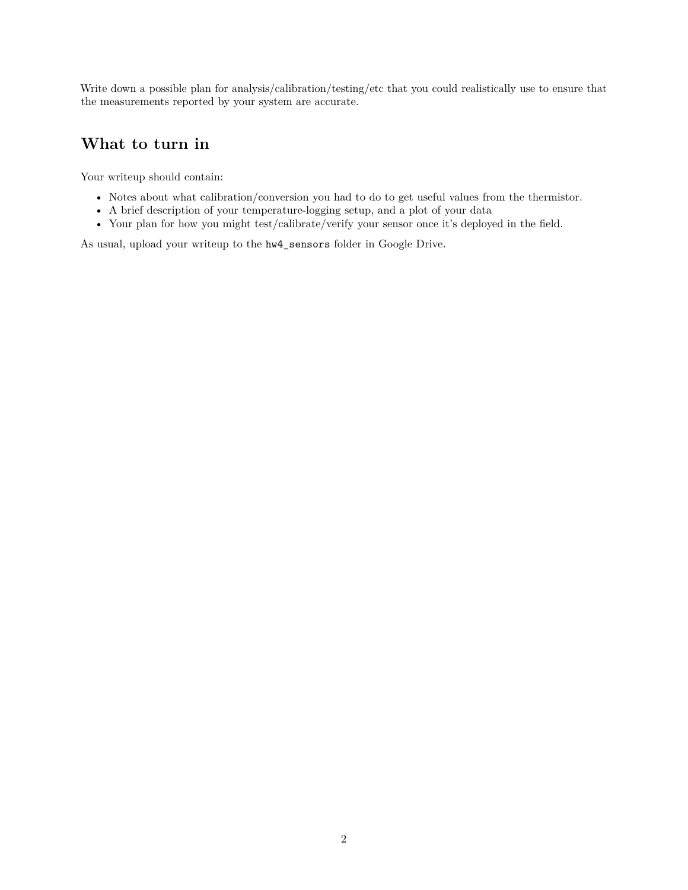Write down a possible plan for analysis/calibration/testing/etc that you could realistically use to ensure that the measurements reported by your system are accurate.

## What to turn in

Your writeup should contain:

- Notes about what calibration/conversion you had to do to get useful values from the thermistor.
- A brief description of your temperature-logging setup, and a plot of your data
- Your plan for how you might test/calibrate/verify your sensor once it's deployed in the field.

As usual, upload your writeup to the `hw4_sensors` folder in Google Drive.